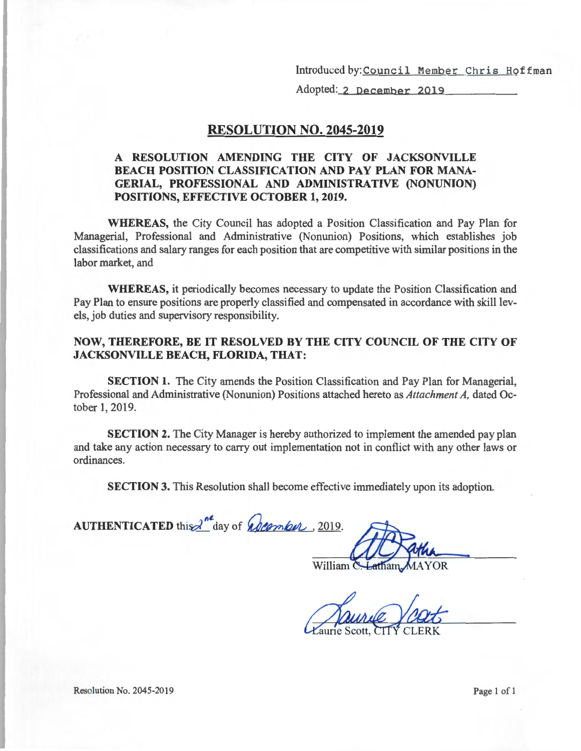Introduced by: Council Member Chris Hoffman

Adopted: 2 December 2019

## RESOLUTION NO. 2045-2019

**A RESOLUTION AMENDING THE CITY OF JACKSONVILLE BEACH POSITION CLASSIFICATION AND PAY PLAN FOR MANAGERIAL, PROFESSIONAL AND ADMINISTRATIVE (NONUNION) POSITIONS, EFFECTIVE OCTOBER 1, 2019.**

**WHEREAS,** the City Council has adopted a Position Classification and Pay Plan for Managerial, Professional and Administrative (Nonunion) Positions, which establishes job classifications and salary ranges for each position that are competitive with similar positions in the labor market, and

**WHEREAS,** it periodically becomes necessary to update the Position Classification and Pay Plan to ensure positions are properly classified and compensated in accordance with skill levels, job duties and supervisory responsibility.

**NOW, THEREFORE, BE IT RESOLVED BY THE CITY COUNCIL OF THE CITY OF JACKSONVILLE BEACH, FLORIDA, THAT:**

**SECTION 1.** The City amends the Position Classification and Pay Plan for Managerial, Professional and Administrative (Nonunion) Positions attached hereto as *Attachment A,* dated October 1, 2019.

**SECTION 2.** The City Manager is hereby authorized to implement the amended pay plan and take any action necessary to carry out implementation not in conflict with any other laws or ordinances.

**SECTION 3.** This Resolution shall become effective immediately upon its adoption.

**AUTHENTICATED** this 2nd day of December, 2019.

William C. Latham, MAYOR

Laurie Scott, CITY CLERK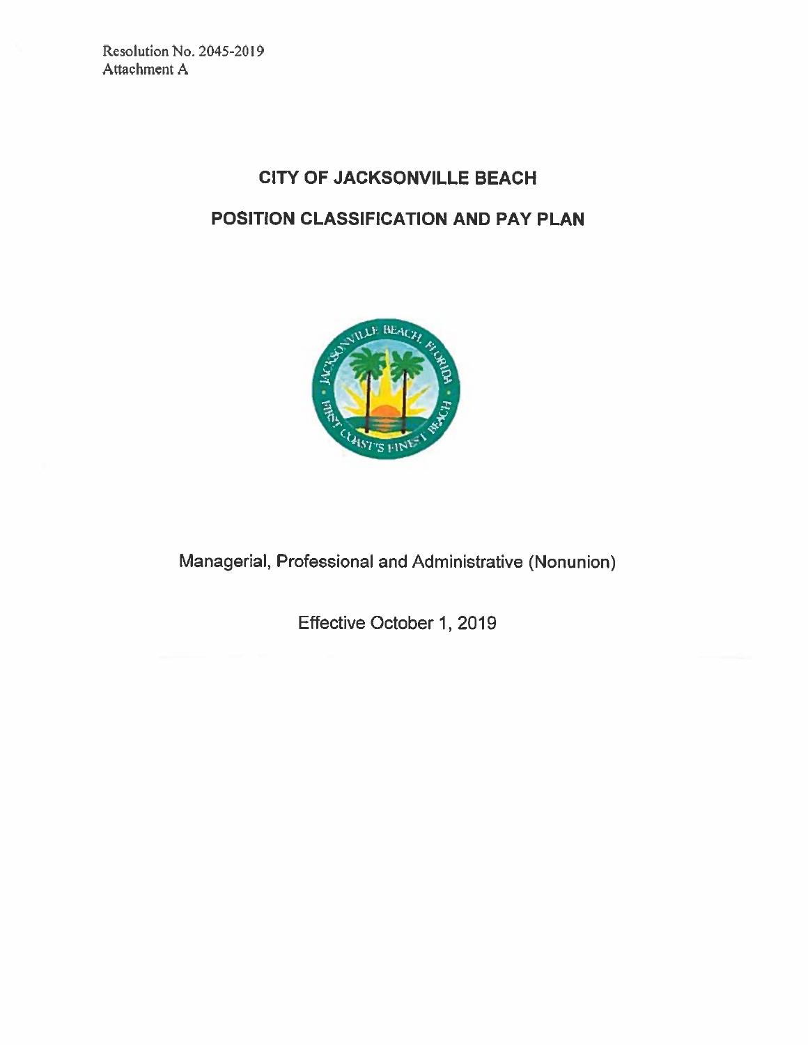Resolution No. 2045-2019
Attachment A

# CITY OF JACKSONVILLE BEACH

## POSITION CLASSIFICATION AND PAY PLAN

Managerial, Professional and Administrative (Nonunion)

Effective October 1, 2019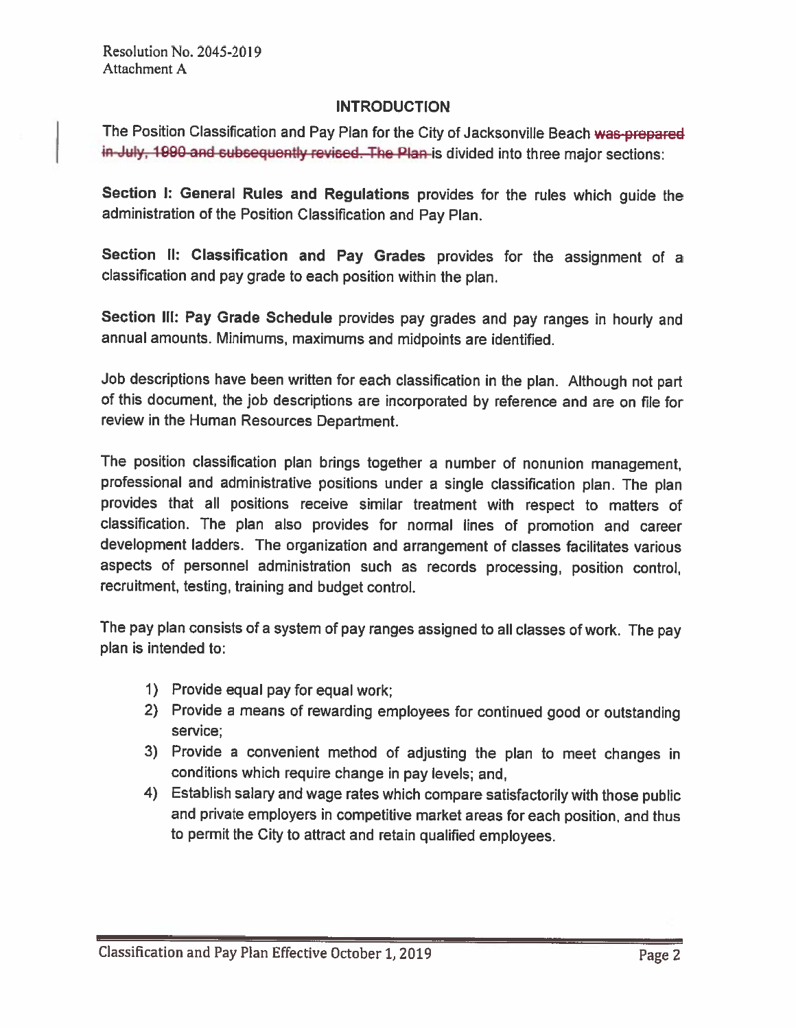## INTRODUCTION

The Position Classification and Pay Plan for the City of Jacksonville Beach ~~was prepared in July, 1990 and subsequently revised. The Plan~~ is divided into three major sections:

**Section I: General Rules and Regulations** provides for the rules which guide the administration of the Position Classification and Pay Plan.

**Section II: Classification and Pay Grades** provides for the assignment of a classification and pay grade to each position within the plan.

**Section III: Pay Grade Schedule** provides pay grades and pay ranges in hourly and annual amounts. Minimums, maximums and midpoints are identified.

Job descriptions have been written for each classification in the plan. Although not part of this document, the job descriptions are incorporated by reference and are on file for review in the Human Resources Department.

The position classification plan brings together a number of nonunion management, professional and administrative positions under a single classification plan. The plan provides that all positions receive similar treatment with respect to matters of classification. The plan also provides for normal lines of promotion and career development ladders. The organization and arrangement of classes facilitates various aspects of personnel administration such as records processing, position control, recruitment, testing, training and budget control.

The pay plan consists of a system of pay ranges assigned to all classes of work. The pay plan is intended to:

1) Provide equal pay for equal work;
2) Provide a means of rewarding employees for continued good or outstanding service;
3) Provide a convenient method of adjusting the plan to meet changes in conditions which require change in pay levels; and,
4) Establish salary and wage rates which compare satisfactorily with those public and private employers in competitive market areas for each position, and thus to permit the City to attract and retain qualified employees.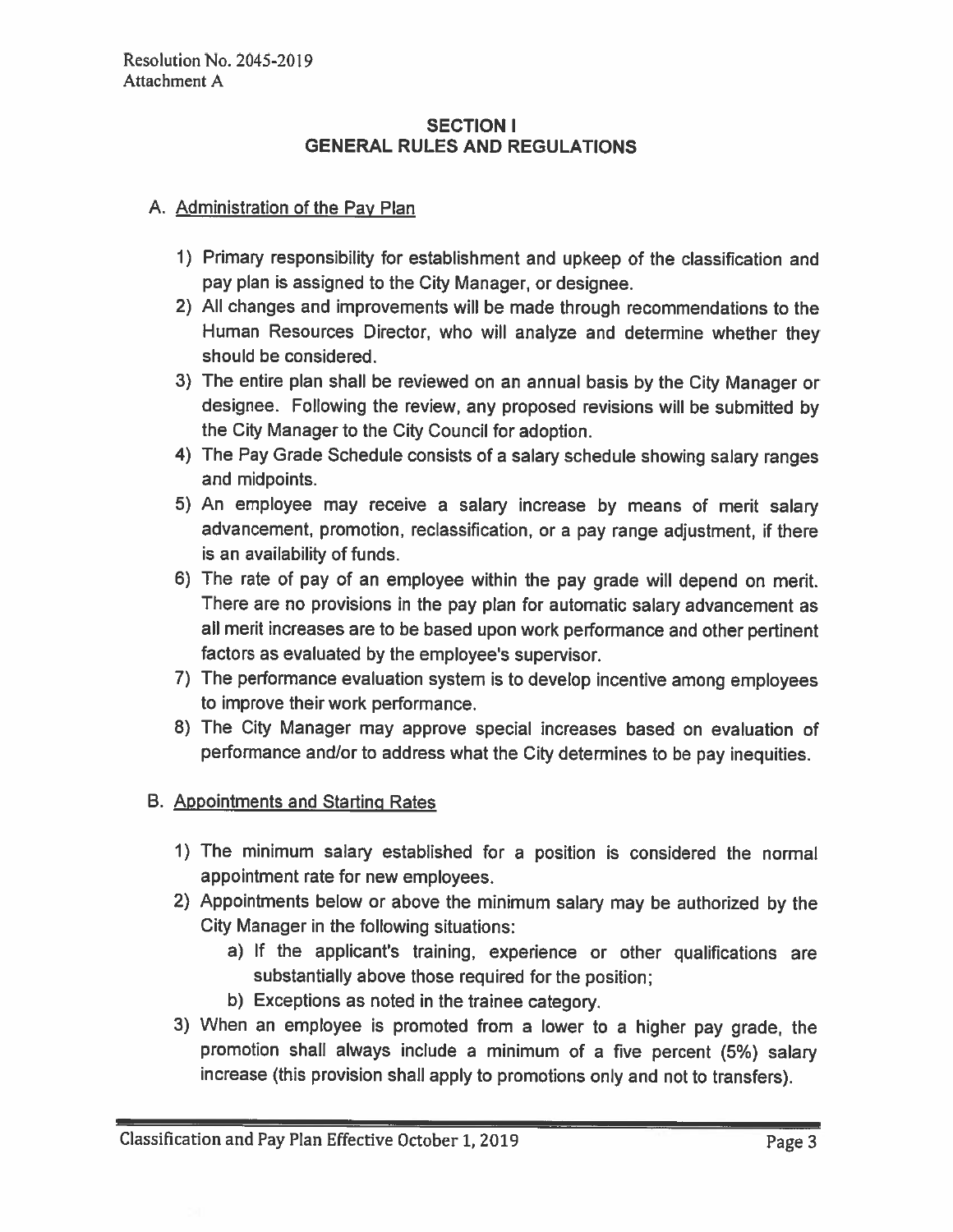Resolution No. 2045-2019
Attachment A

## SECTION I
## GENERAL RULES AND REGULATIONS

### A. Administration of the Pay Plan

1) Primary responsibility for establishment and upkeep of the classification and pay plan is assigned to the City Manager, or designee.
2) All changes and improvements will be made through recommendations to the Human Resources Director, who will analyze and determine whether they should be considered.
3) The entire plan shall be reviewed on an annual basis by the City Manager or designee. Following the review, any proposed revisions will be submitted by the City Manager to the City Council for adoption.
4) The Pay Grade Schedule consists of a salary schedule showing salary ranges and midpoints.
5) An employee may receive a salary increase by means of merit salary advancement, promotion, reclassification, or a pay range adjustment, if there is an availability of funds.
6) The rate of pay of an employee within the pay grade will depend on merit. There are no provisions in the pay plan for automatic salary advancement as all merit increases are to be based upon work performance and other pertinent factors as evaluated by the employee's supervisor.
7) The performance evaluation system is to develop incentive among employees to improve their work performance.
8) The City Manager may approve special increases based on evaluation of performance and/or to address what the City determines to be pay inequities.

### B. Appointments and Starting Rates

1) The minimum salary established for a position is considered the normal appointment rate for new employees.
2) Appointments below or above the minimum salary may be authorized by the City Manager in the following situations:
    a) If the applicant's training, experience or other qualifications are substantially above those required for the position;
    b) Exceptions as noted in the trainee category.
3) When an employee is promoted from a lower to a higher pay grade, the promotion shall always include a minimum of a five percent (5%) salary increase (this provision shall apply to promotions only and not to transfers).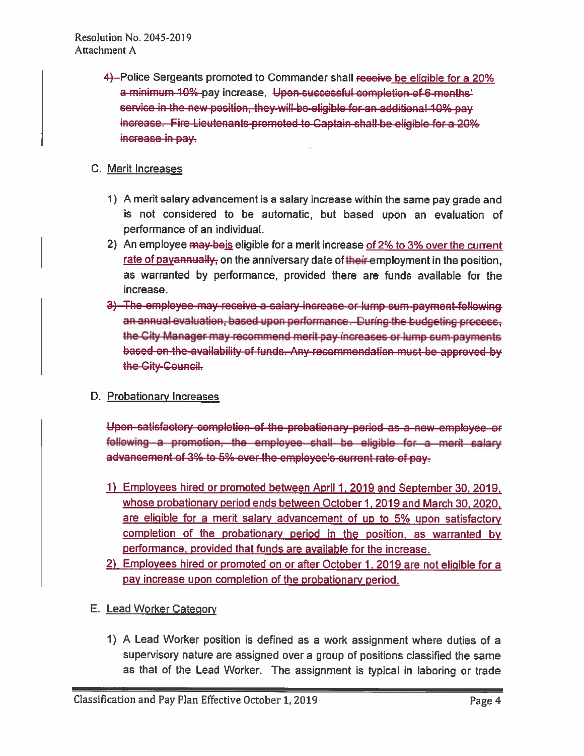4) ~~4)~~ Police Sergeants promoted to Commander shall ~~receive~~ be eligible for a 20% ~~a minimum 10%~~ pay increase. ~~Upon successful completion of 6 months' service in the new position, they will be eligible for an additional 10% pay increase. Fire Lieutenants promoted to Captain shall be eligible for a 20% increase in pay.~~

C. Merit Increases

1) A merit salary advancement is a salary increase within the same pay grade and is not considered to be automatic, but based upon an evaluation of performance of an individual.
2) An employee ~~may be~~is eligible for a merit increase of 2% to 3% over the current rate of pay~~annually,~~ on the anniversary date of ~~their~~ employment in the position, as warranted by performance, provided there are funds available for the increase.
3) ~~The employee may receive a salary increase or lump sum payment following an annual evaluation, based upon performance. During the budgeting process, the City Manager may recommend merit pay increases or lump sum payments based on the availability of funds. Any recommendation must be approved by the City Council.~~

D. Probationary Increases

~~Upon satisfactory completion of the probationary period as a new employee or following a promotion, the employee shall be eligible for a merit salary advancement of 3% to 5% over the employee's current rate of pay.~~

1) Employees hired or promoted between April 1, 2019 and September 30, 2019, whose probationary period ends between October 1, 2019 and March 30, 2020, are eligible for a merit salary advancement of up to 5% upon satisfactory completion of the probationary period in the position, as warranted by performance, provided that funds are available for the increase.
2) Employees hired or promoted on or after October 1, 2019 are not eligible for a pay increase upon completion of the probationary period.

E. Lead Worker Category

1) A Lead Worker position is defined as a work assignment where duties of a supervisory nature are assigned over a group of positions classified the same as that of the Lead Worker. The assignment is typical in laboring or trade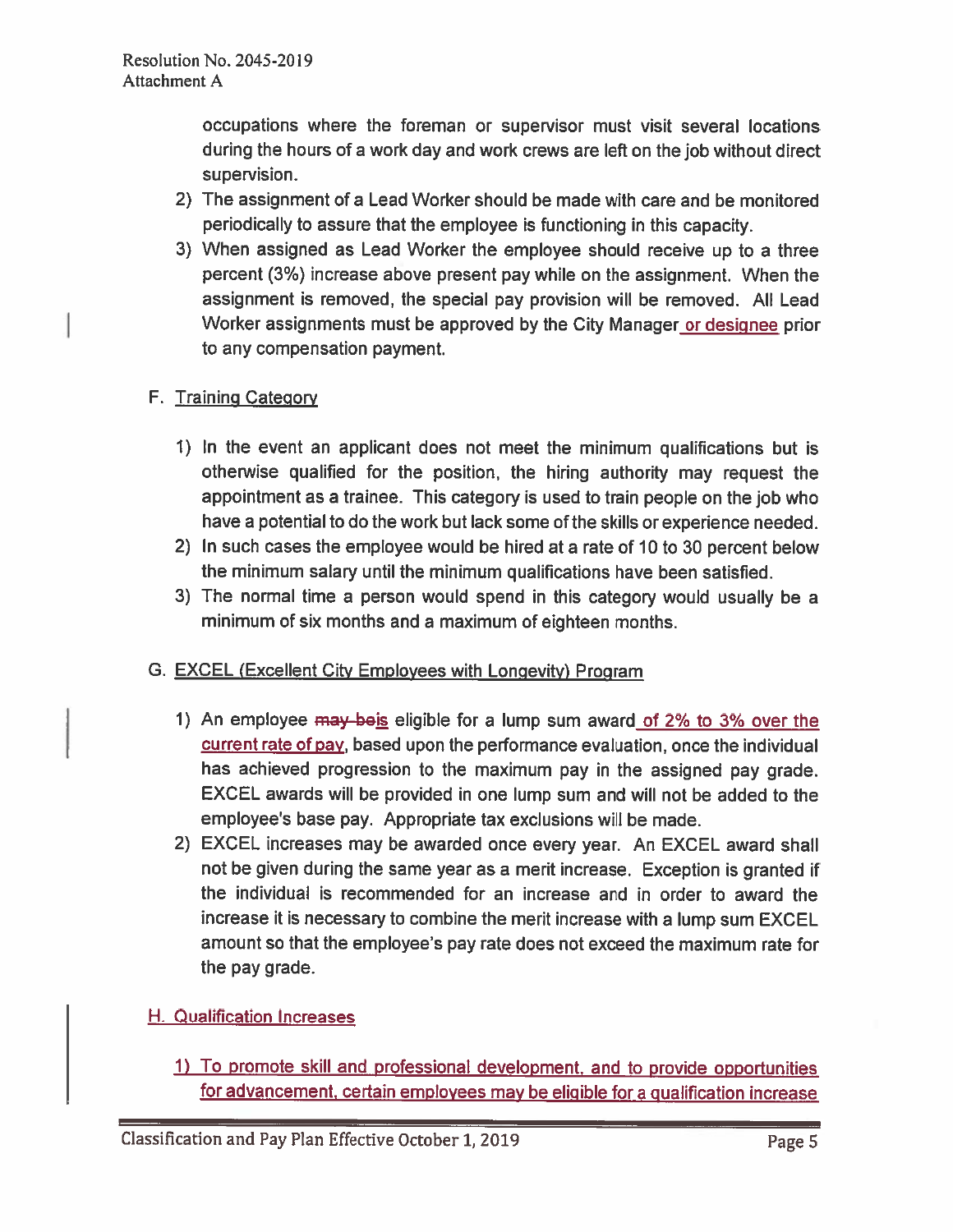occupations where the foreman or supervisor must visit several locations during the hours of a work day and work crews are left on the job without direct supervision.

2) The assignment of a Lead Worker should be made with care and be monitored periodically to assure that the employee is functioning in this capacity.
3) When assigned as Lead Worker the employee should receive up to a three percent (3%) increase above present pay while on the assignment. When the assignment is removed, the special pay provision will be removed. All Lead Worker assignments must be approved by the City Manager or designee prior to any compensation payment.

F. Training Category

1) In the event an applicant does not meet the minimum qualifications but is otherwise qualified for the position, the hiring authority may request the appointment as a trainee. This category is used to train people on the job who have a potential to do the work but lack some of the skills or experience needed.
2) In such cases the employee would be hired at a rate of 10 to 30 percent below the minimum salary until the minimum qualifications have been satisfied.
3) The normal time a person would spend in this category would usually be a minimum of six months and a maximum of eighteen months.

G. EXCEL (Excellent City Employees with Longevity) Program

1) An employee ~~may be~~is eligible for a lump sum award of 2% to 3% over the current rate of pay, based upon the performance evaluation, once the individual has achieved progression to the maximum pay in the assigned pay grade. EXCEL awards will be provided in one lump sum and will not be added to the employee's base pay. Appropriate tax exclusions will be made.
2) EXCEL increases may be awarded once every year. An EXCEL award shall not be given during the same year as a merit increase. Exception is granted if the individual is recommended for an increase and in order to award the increase it is necessary to combine the merit increase with a lump sum EXCEL amount so that the employee's pay rate does not exceed the maximum rate for the pay grade.

H. Qualification Increases

1) To promote skill and professional development, and to provide opportunities for advancement, certain employees may be eligible for a qualification increase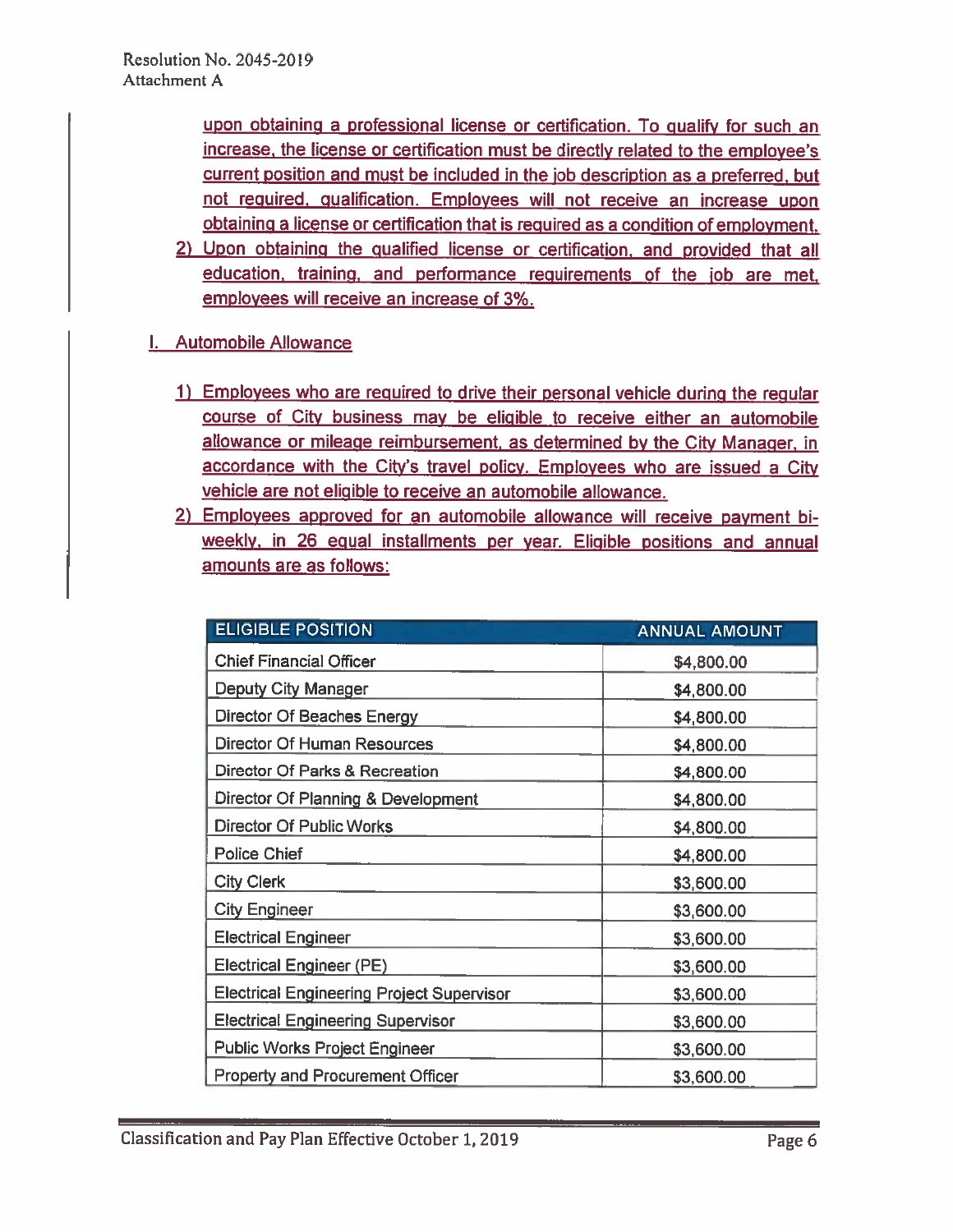upon obtaining a professional license or certification. To qualify for such an increase, the license or certification must be directly related to the employee's current position and must be included in the job description as a preferred, but not required, qualification. Employees will not receive an increase upon obtaining a license or certification that is required as a condition of employment.

2) Upon obtaining the qualified license or certification, and provided that all education, training, and performance requirements of the job are met, employees will receive an increase of 3%.

### I. Automobile Allowance

1) Employees who are required to drive their personal vehicle during the regular course of City business may be eligible to receive either an automobile allowance or mileage reimbursement, as determined by the City Manager, in accordance with the City's travel policy. Employees who are issued a City vehicle are not eligible to receive an automobile allowance.

2) Employees approved for an automobile allowance will receive payment bi-weekly, in 26 equal installments per year. Eligible positions and annual amounts are as follows:

| ELIGIBLE POSITION | ANNUAL AMOUNT |
|---|---|
| Chief Financial Officer | $4,800.00 |
| Deputy City Manager | $4,800.00 |
| Director Of Beaches Energy | $4,800.00 |
| Director Of Human Resources | $4,800.00 |
| Director Of Parks & Recreation | $4,800.00 |
| Director Of Planning & Development | $4,800.00 |
| Director Of Public Works | $4,800.00 |
| Police Chief | $4,800.00 |
| City Clerk | $3,600.00 |
| City Engineer | $3,600.00 |
| Electrical Engineer | $3,600.00 |
| Electrical Engineer (PE) | $3,600.00 |
| Electrical Engineering Project Supervisor | $3,600.00 |
| Electrical Engineering Supervisor | $3,600.00 |
| Public Works Project Engineer | $3,600.00 |
| Property and Procurement Officer | $3,600.00 |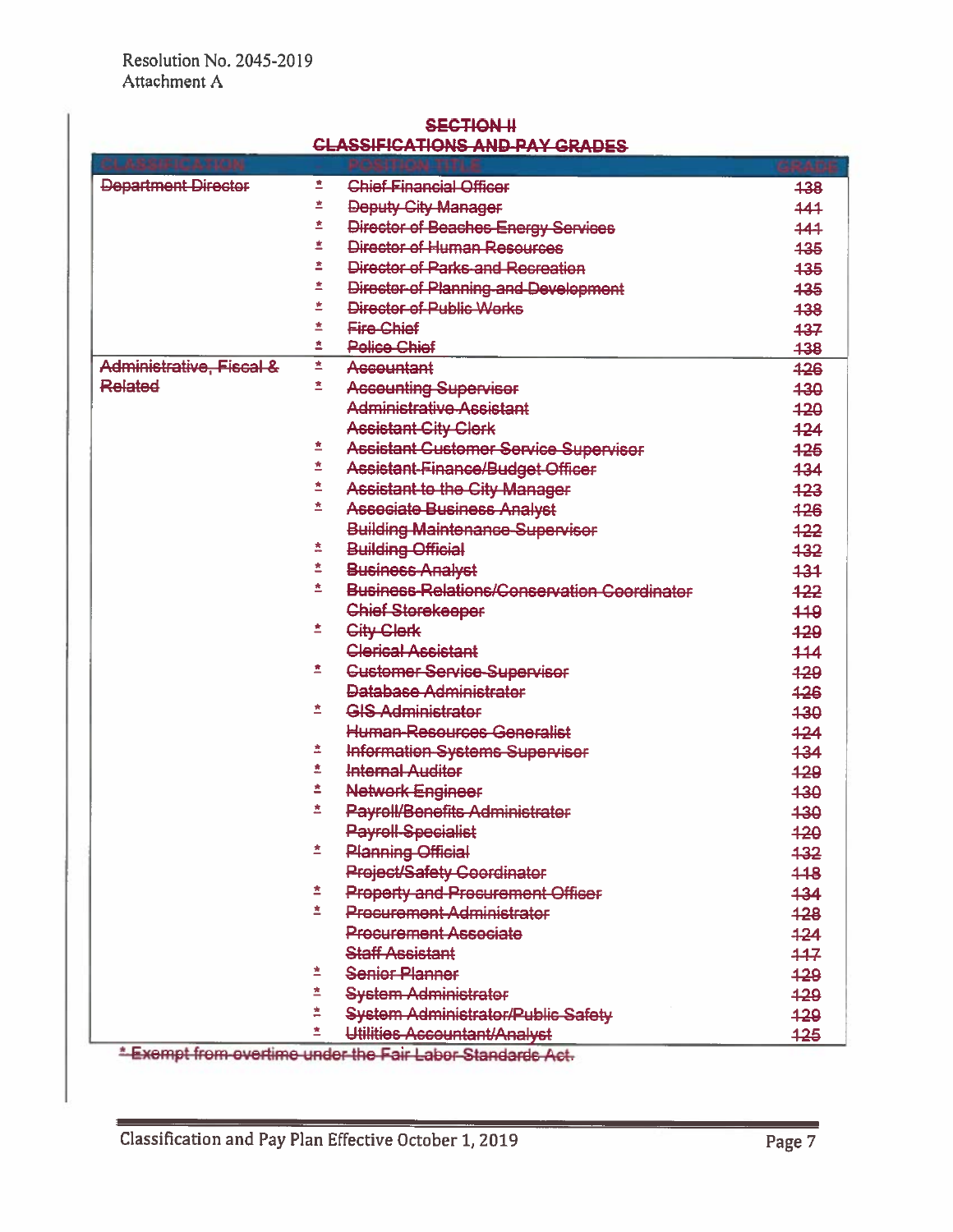Resolution No. 2045-2019
Attachment A

~~**SECTION II**~~
~~**CLASSIFICATIONS AND PAY GRADES**~~

| ~~CLASSIFICATION~~ | | ~~POSITION TITLE~~ | ~~GRADE~~ |
|---|---|---|---|
| ~~Department Director~~ | ~~*~~ | ~~Chief Financial Officer~~ | ~~138~~ |
| | ~~*~~ | ~~Deputy City Manager~~ | ~~141~~ |
| | ~~*~~ | ~~Director of Beaches Energy Services~~ | ~~141~~ |
| | ~~*~~ | ~~Director of Human Resources~~ | ~~135~~ |
| | ~~*~~ | ~~Director of Parks and Recreation~~ | ~~135~~ |
| | ~~*~~ | ~~Director of Planning and Development~~ | ~~135~~ |
| | ~~*~~ | ~~Director of Public Works~~ | ~~138~~ |
| | ~~*~~ | ~~Fire Chief~~ | ~~137~~ |
| | ~~*~~ | ~~Police Chief~~ | ~~138~~ |
| ~~Administrative, Fiscal & Related~~ | ~~*~~ | ~~Accountant~~ | ~~126~~ |
| | ~~*~~ | ~~Accounting Supervisor~~ | ~~130~~ |
| | | ~~Administrative Assistant~~ | ~~120~~ |
| | | ~~Assistant City Clerk~~ | ~~124~~ |
| | ~~*~~ | ~~Assistant Customer Service Supervisor~~ | ~~125~~ |
| | ~~*~~ | ~~Assistant Finance/Budget Officer~~ | ~~134~~ |
| | ~~*~~ | ~~Assistant to the City Manager~~ | ~~123~~ |
| | ~~*~~ | ~~Associate Business Analyst~~ | ~~126~~ |
| | | ~~Building Maintenance Supervisor~~ | ~~122~~ |
| | ~~*~~ | ~~Building Official~~ | ~~132~~ |
| | ~~*~~ | ~~Business Analyst~~ | ~~131~~ |
| | ~~*~~ | ~~Business Relations/Conservation Coordinator~~ | ~~122~~ |
| | | ~~Chief Storekeeper~~ | ~~119~~ |
| | ~~*~~ | ~~City Clerk~~ | ~~129~~ |
| | | ~~Clerical Assistant~~ | ~~114~~ |
| | ~~*~~ | ~~Customer Service Supervisor~~ | ~~129~~ |
| | | ~~Database Administrator~~ | ~~126~~ |
| | ~~*~~ | ~~GIS Administrator~~ | ~~130~~ |
| | | ~~Human Resources Generalist~~ | ~~124~~ |
| | ~~*~~ | ~~Information Systems Supervisor~~ | ~~134~~ |
| | ~~*~~ | ~~Internal Auditor~~ | ~~129~~ |
| | ~~*~~ | ~~Network Engineer~~ | ~~130~~ |
| | ~~*~~ | ~~Payroll/Benefits Administrator~~ | ~~130~~ |
| | | ~~Payroll Specialist~~ | ~~120~~ |
| | ~~*~~ | ~~Planning Official~~ | ~~132~~ |
| | | ~~Project/Safety Coordinator~~ | ~~118~~ |
| | ~~*~~ | ~~Property and Procurement Officer~~ | ~~134~~ |
| | ~~*~~ | ~~Procurement Administrator~~ | ~~128~~ |
| | | ~~Procurement Associate~~ | ~~124~~ |
| | | ~~Staff Assistant~~ | ~~117~~ |
| | ~~*~~ | ~~Senior Planner~~ | ~~129~~ |
| | ~~*~~ | ~~System Administrator~~ | ~~129~~ |
| | ~~*~~ | ~~System Administrator/Public Safety~~ | ~~129~~ |
| | ~~*~~ | ~~Utilities Accountant/Analyst~~ | ~~125~~ |

~~* Exempt from overtime under the Fair Labor Standards Act.~~

Classification and Pay Plan Effective October 1, 2019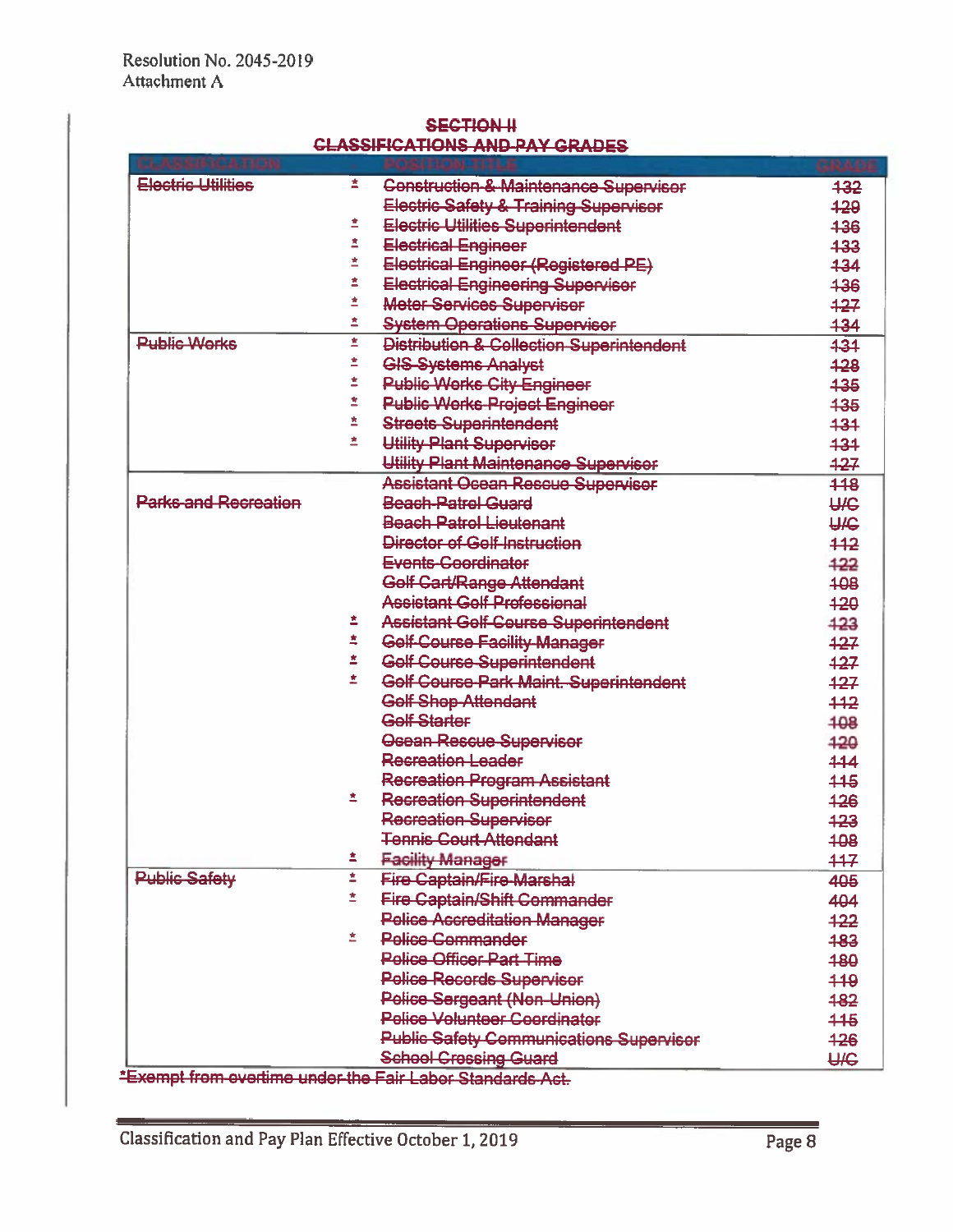Resolution No. 2045-2019
Attachment A

~~**SECTION II**~~
~~**CLASSIFICATIONS AND PAY GRADES**~~

| ~~CLASSIFICATION~~ | | ~~POSITION TITLE~~ | ~~GRADE~~ |
|---|---|---|---|
| ~~Electric Utilities~~ | * | ~~Construction & Maintenance Supervisor~~ | ~~132~~ |
| | | ~~Electric Safety & Training Supervisor~~ | ~~129~~ |
| | * | ~~Electric Utilities Superintendent~~ | ~~136~~ |
| | * | ~~Electrical Engineer~~ | ~~133~~ |
| | * | ~~Electrical Engineer (Registered PE)~~ | ~~134~~ |
| | * | ~~Electrical Engineering Supervisor~~ | ~~136~~ |
| | * | ~~Meter Services Supervisor~~ | ~~127~~ |
| | * | ~~System Operations Supervisor~~ | ~~134~~ |
| ~~Public Works~~ | * | ~~Distribution & Collection Superintendent~~ | ~~131~~ |
| | * | ~~GIS Systems Analyst~~ | ~~128~~ |
| | * | ~~Public Works City Engineer~~ | ~~135~~ |
| | * | ~~Public Works Project Engineer~~ | ~~135~~ |
| | * | ~~Streets Superintendent~~ | ~~131~~ |
| | * | ~~Utility Plant Supervisor~~ | ~~131~~ |
| | | ~~Utility Plant Maintenance Supervisor~~ | ~~127~~ |
| | | ~~Assistant Ocean Rescue Supervisor~~ | ~~118~~ |
| ~~Parks and Recreation~~ | | ~~Beach Patrol Guard~~ | ~~U/C~~ |
| | | ~~Beach Patrol Lieutenant~~ | ~~U/C~~ |
| | | ~~Director of Golf Instruction~~ | ~~112~~ |
| | | ~~Events Coordinator~~ | ~~122~~ |
| | | ~~Golf Cart/Range Attendant~~ | ~~108~~ |
| | | ~~Assistant Golf Professional~~ | ~~120~~ |
| | * | ~~Assistant Golf Course Superintendent~~ | ~~123~~ |
| | * | ~~Golf Course Facility Manager~~ | ~~127~~ |
| | * | ~~Golf Course Superintendent~~ | ~~127~~ |
| | * | ~~Golf Course Park Maint. Superintendent~~ | ~~127~~ |
| | | ~~Golf Shop Attendant~~ | ~~112~~ |
| | | ~~Golf Starter~~ | ~~108~~ |
| | | ~~Ocean Rescue Supervisor~~ | ~~120~~ |
| | | ~~Recreation Leader~~ | ~~114~~ |
| | | ~~Recreation Program Assistant~~ | ~~115~~ |
| | * | ~~Recreation Superintendent~~ | ~~126~~ |
| | | ~~Recreation Supervisor~~ | ~~123~~ |
| | | ~~Tennis Court Attendant~~ | ~~108~~ |
| | * | ~~Facility Manager~~ | ~~117~~ |
| ~~Public Safety~~ | * | ~~Fire Captain/Fire Marshal~~ | ~~405~~ |
| | * | ~~Fire Captain/Shift Commander~~ | ~~404~~ |
| | | ~~Police Accreditation Manager~~ | ~~122~~ |
| | * | ~~Police Commander~~ | ~~183~~ |
| | | ~~Police Officer Part Time~~ | ~~180~~ |
| | | ~~Police Records Supervisor~~ | ~~119~~ |
| | | ~~Police Sergeant (Non-Union)~~ | ~~182~~ |
| | | ~~Police Volunteer Coordinator~~ | ~~115~~ |
| | | ~~Public Safety Communications Supervisor~~ | ~~126~~ |
| | | ~~School Crossing Guard~~ | ~~U/C~~ |

~~*Exempt from overtime under the Fair Labor Standards Act.~~

Classification and Pay Plan Effective October 1, 2019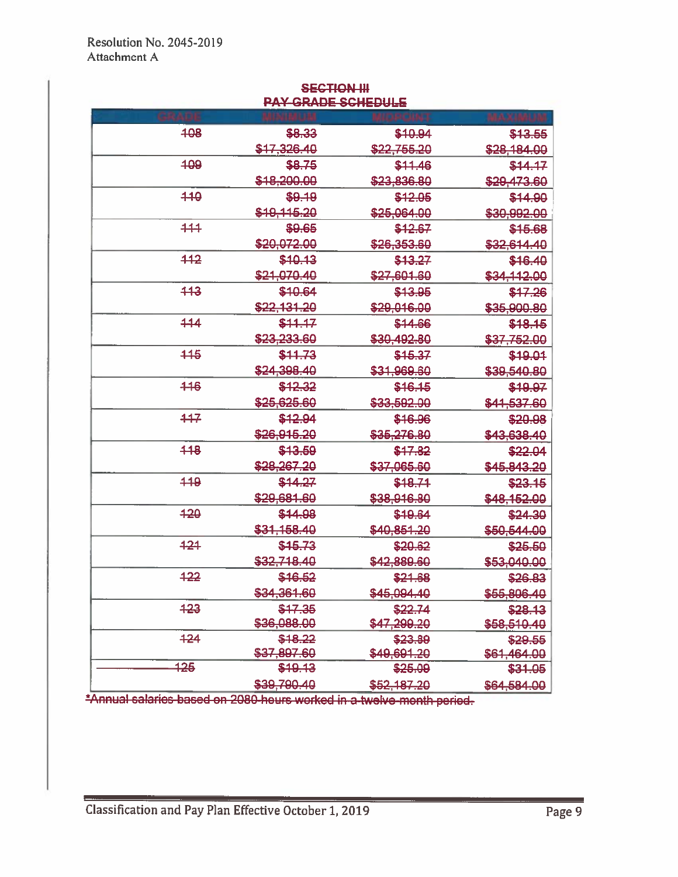## ~~SECTION III~~
## ~~PAY GRADE SCHEDULE~~

| GRADE | MINIMUM | MIDPOINT | MAXIMUM |
|---|---|---|---|
| ~~108~~ | ~~$8.33~~ | ~~$10.94~~ | ~~$13.55~~ |
| | ~~$17,326.40~~ | ~~$22,755.20~~ | ~~$28,184.00~~ |
| ~~109~~ | ~~$8.75~~ | ~~$11.46~~ | ~~$14.17~~ |
| | ~~$18,200.00~~ | ~~$23,836.80~~ | ~~$29,473.60~~ |
| ~~110~~ | ~~$9.19~~ | ~~$12.05~~ | ~~$14.90~~ |
| | ~~$19,115.20~~ | ~~$25,064.00~~ | ~~$30,992.00~~ |
| ~~111~~ | ~~$9.65~~ | ~~$12.67~~ | ~~$15.68~~ |
| | ~~$20,072.00~~ | ~~$26,353.60~~ | ~~$32,614.40~~ |
| ~~112~~ | ~~$10.13~~ | ~~$13.27~~ | ~~$16.40~~ |
| | ~~$21,070.40~~ | ~~$27,601.60~~ | ~~$34,112.00~~ |
| ~~113~~ | ~~$10.64~~ | ~~$13.95~~ | ~~$17.26~~ |
| | ~~$22,131.20~~ | ~~$29,016.00~~ | ~~$35,900.80~~ |
| ~~114~~ | ~~$11.17~~ | ~~$14.66~~ | ~~$18.15~~ |
| | ~~$23,233.60~~ | ~~$30,492.80~~ | ~~$37,752.00~~ |
| ~~115~~ | ~~$11.73~~ | ~~$15.37~~ | ~~$19.01~~ |
| | ~~$24,398.40~~ | ~~$31,969.60~~ | ~~$39,540.80~~ |
| ~~116~~ | ~~$12.32~~ | ~~$16.15~~ | ~~$19.97~~ |
| | ~~$25,625.60~~ | ~~$33,592.00~~ | ~~$41,537.60~~ |
| ~~117~~ | ~~$12.94~~ | ~~$16.96~~ | ~~$20.98~~ |
| | ~~$26,915.20~~ | ~~$35,276.80~~ | ~~$43,638.40~~ |
| ~~118~~ | ~~$13.59~~ | ~~$17.82~~ | ~~$22.04~~ |
| | ~~$28,267.20~~ | ~~$37,065.60~~ | ~~$45,843.20~~ |
| ~~119~~ | ~~$14.27~~ | ~~$18.71~~ | ~~$23.15~~ |
| | ~~$29,681.60~~ | ~~$38,916.80~~ | ~~$48,152.00~~ |
| ~~120~~ | ~~$14.98~~ | ~~$19.64~~ | ~~$24.30~~ |
| | ~~$31,158.40~~ | ~~$40,851.20~~ | ~~$50,544.00~~ |
| ~~121~~ | ~~$15.73~~ | ~~$20.62~~ | ~~$25.50~~ |
| | ~~$32,718.40~~ | ~~$42,889.60~~ | ~~$53,040.00~~ |
| ~~122~~ | ~~$16.52~~ | ~~$21.68~~ | ~~$26.83~~ |
| | ~~$34,361.60~~ | ~~$45,094.40~~ | ~~$55,806.40~~ |
| ~~123~~ | ~~$17.35~~ | ~~$22.74~~ | ~~$28.13~~ |
| | ~~$36,088.00~~ | ~~$47,299.20~~ | ~~$58,510.40~~ |
| ~~124~~ | ~~$18.22~~ | ~~$23.89~~ | ~~$29.55~~ |
| | ~~$37,897.60~~ | ~~$49,691.20~~ | ~~$61,464.00~~ |
| ~~125~~ | ~~$19.13~~ | ~~$25.09~~ | ~~$31.05~~ |
| | ~~$39,790.40~~ | ~~$52,187.20~~ | ~~$64,584.00~~ |

~~*Annual salaries based on 2080 hours worked in a twelve month period.~~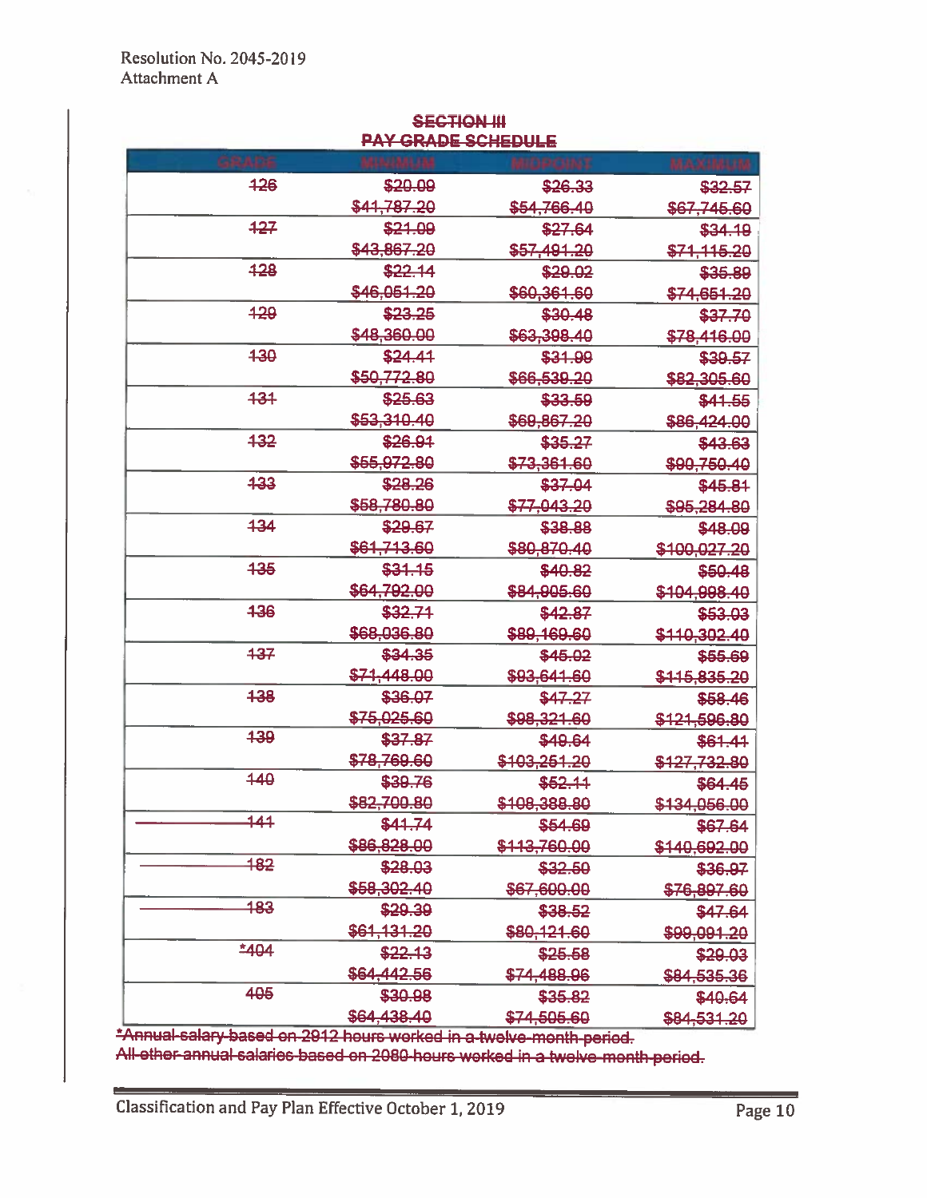Resolution No. 2045-2019
Attachment A

## ~~SECTION III~~
## ~~PAY GRADE SCHEDULE~~

| ~~GRADE~~ | ~~MINIMUM~~ | ~~MIDPOINT~~ | ~~MAXIMUM~~ |
|---|---|---|---|
| ~~126~~ | ~~$20.09~~ | ~~$26.33~~ | ~~$32.57~~ |
| | ~~$41,787.20~~ | ~~$54,766.40~~ | ~~$67,745.60~~ |
| ~~127~~ | ~~$21.09~~ | ~~$27.64~~ | ~~$34.19~~ |
| | ~~$43,867.20~~ | ~~$57,491.20~~ | ~~$71,115.20~~ |
| ~~128~~ | ~~$22.14~~ | ~~$29.02~~ | ~~$35.89~~ |
| | ~~$46,051.20~~ | ~~$60,361.60~~ | ~~$74,651.20~~ |
| ~~129~~ | ~~$23.25~~ | ~~$30.48~~ | ~~$37.70~~ |
| | ~~$48,360.00~~ | ~~$63,398.40~~ | ~~$78,416.00~~ |
| ~~130~~ | ~~$24.41~~ | ~~$31.99~~ | ~~$39.57~~ |
| | ~~$50,772.80~~ | ~~$66,539.20~~ | ~~$82,305.60~~ |
| ~~131~~ | ~~$25.63~~ | ~~$33.59~~ | ~~$41.55~~ |
| | ~~$53,310.40~~ | ~~$69,867.20~~ | ~~$86,424.00~~ |
| ~~132~~ | ~~$26.91~~ | ~~$35.27~~ | ~~$43.63~~ |
| | ~~$55,972.80~~ | ~~$73,361.60~~ | ~~$90,750.40~~ |
| ~~133~~ | ~~$28.26~~ | ~~$37.04~~ | ~~$45.81~~ |
| | ~~$58,780.80~~ | ~~$77,043.20~~ | ~~$95,284.80~~ |
| ~~134~~ | ~~$29.67~~ | ~~$38.88~~ | ~~$48.09~~ |
| | ~~$61,713.60~~ | ~~$80,870.40~~ | ~~$100,027.20~~ |
| ~~135~~ | ~~$31.15~~ | ~~$40.82~~ | ~~$50.48~~ |
| | ~~$64,792.00~~ | ~~$84,905.60~~ | ~~$104,998.40~~ |
| ~~136~~ | ~~$32.71~~ | ~~$42.87~~ | ~~$53.03~~ |
| | ~~$68,036.80~~ | ~~$89,169.60~~ | ~~$110,302.40~~ |
| ~~137~~ | ~~$34.35~~ | ~~$45.02~~ | ~~$55.69~~ |
| | ~~$71,448.00~~ | ~~$93,641.60~~ | ~~$115,835.20~~ |
| ~~138~~ | ~~$36.07~~ | ~~$47.27~~ | ~~$58.46~~ |
| | ~~$75,025.60~~ | ~~$98,321.60~~ | ~~$121,596.80~~ |
| ~~139~~ | ~~$37.87~~ | ~~$49.64~~ | ~~$61.41~~ |
| | ~~$78,769.60~~ | ~~$103,251.20~~ | ~~$127,732.80~~ |
| ~~140~~ | ~~$39.76~~ | ~~$52.11~~ | ~~$64.45~~ |
| | ~~$82,700.80~~ | ~~$108,388.80~~ | ~~$134,056.00~~ |
| ~~141~~ | ~~$41.74~~ | ~~$54.69~~ | ~~$67.64~~ |
| | ~~$86,828.00~~ | ~~$113,760.00~~ | ~~$140,692.00~~ |
| ~~182~~ | ~~$28.03~~ | ~~$32.50~~ | ~~$36.97~~ |
| | ~~$58,302.40~~ | ~~$67,600.00~~ | ~~$76,897.60~~ |
| ~~183~~ | ~~$29.39~~ | ~~$38.52~~ | ~~$47.64~~ |
| | ~~$61,131.20~~ | ~~$80,121.60~~ | ~~$99,091.20~~ |
| ~~*404~~ | ~~$22.13~~ | ~~$25.58~~ | ~~$29.03~~ |
| | ~~$64,442.56~~ | ~~$74,488.96~~ | ~~$84,535.36~~ |
| ~~405~~ | ~~$30.98~~ | ~~$35.82~~ | ~~$40.64~~ |
| | ~~$64,438.40~~ | ~~$74,505.60~~ | ~~$84,531.20~~ |

~~*Annual salary based on 2912 hours worked in a twelve-month period.~~
~~All other annual salaries based on 2080 hours worked in a twelve-month period.~~

Classification and Pay Plan Effective October 1, 2019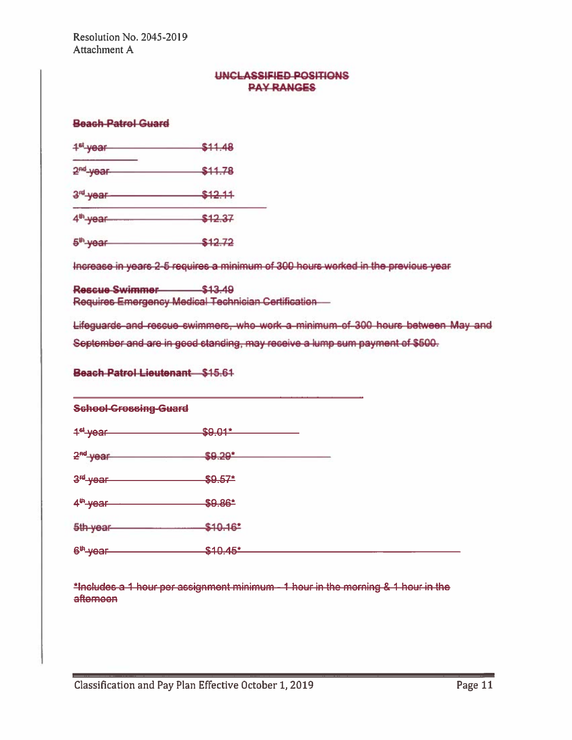Resolution No. 2045-2019
Attachment A

## ~~UNCLASSIFIED POSITIONS~~
## ~~PAY RANGES~~

**~~Beach Patrol Guard~~**

| | |
|---|---|
| ~~1st year~~ | ~~$11.48~~ |
| ~~2nd year~~ | ~~$11.78~~ |
| ~~3rd year~~ | ~~$12.11~~ |
| ~~4th year~~ | ~~$12.37~~ |
| ~~5th year~~ | ~~$12.72~~ |

~~Increase in years 2-5 requires a minimum of 300 hours worked in the previous year~~

**~~Rescue Swimmer~~** ~~$13.49~~
~~Requires Emergency Medical Technician Certification~~

~~Lifeguards and rescue swimmers, who work a minimum of 300 hours between May and September and are in good standing, may receive a lump sum payment of $500.~~

**~~Beach Patrol Lieutenant~~** ~~$15.61~~

**~~School Crossing Guard~~**

| | |
|---|---|
| ~~1st year~~ | ~~$9.01*~~ |
| ~~2nd year~~ | ~~$9.29*~~ |
| ~~3rd year~~ | ~~$9.57*~~ |
| ~~4th year~~ | ~~$9.86*~~ |
| ~~5th year~~ | ~~$10.16*~~ |
| ~~6th year~~ | ~~$10.45*~~ |

~~*Includes a 1 hour per assignment minimum - 1 hour in the morning & 1 hour in the afternoon~~

Classification and Pay Plan Effective October 1, 2019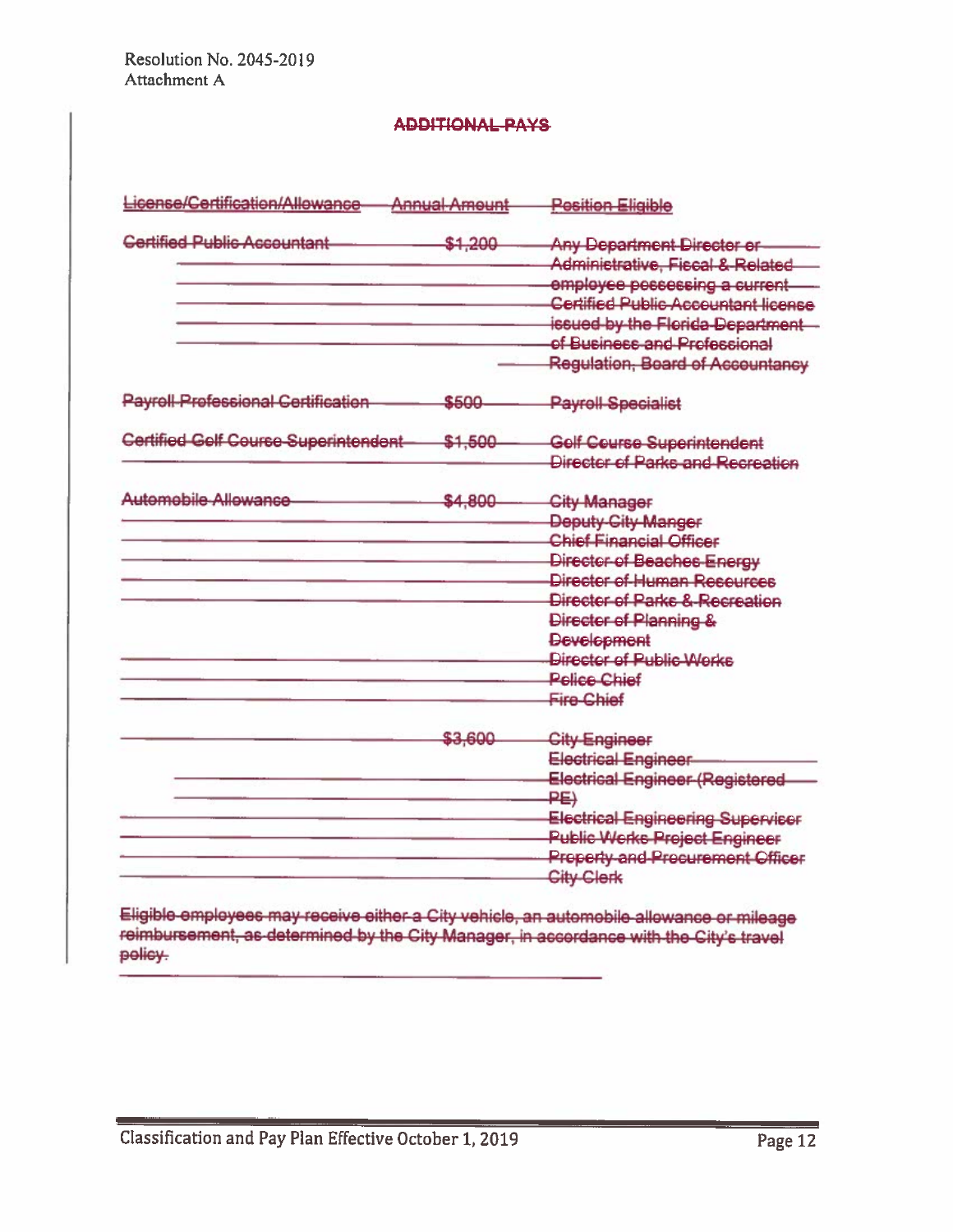Resolution No. 2045-2019
Attachment A

## ~~ADDITIONAL PAYS~~

| ~~License/Certification/Allowance~~ | ~~Annual Amount~~ | ~~Position Eligible~~ |
|---|---|---|
| ~~Certified Public Accountant~~ | ~~$1,200~~ | ~~Any Department Director or Administrative, Fiscal & Related employee possessing a current Certified Public Accountant license issued by the Florida Department of Business and Professional Regulation, Board of Accountancy~~ |
| ~~Payroll Professional Certification~~ | ~~$500~~ | ~~Payroll Specialist~~ |
| ~~Certified Golf Course Superintendent~~ | ~~$1,500~~ | ~~Golf Course Superintendent~~ <br> ~~Director of Parks and Recreation~~ |
| ~~Automobile Allowance~~ | ~~$4,800~~ | ~~City Manager~~ <br> ~~Deputy City Manger~~ <br> ~~Chief Financial Officer~~ <br> ~~Director of Beaches Energy~~ <br> ~~Director of Human Resources~~ <br> ~~Director of Parks & Recreation~~ <br> ~~Director of Planning & Development~~ <br> ~~Director of Public Works~~ <br> ~~Police Chief~~ <br> ~~Fire Chief~~ |
| | ~~$3,600~~ | ~~City Engineer~~ <br> ~~Electrical Engineer~~ <br> ~~Electrical Engineer (Registered PE)~~ <br> ~~Electrical Engineering Supervisor~~ <br> ~~Public Works Project Engineer~~ <br> ~~Property and Procurement Officer~~ <br> ~~City Clerk~~ |

~~Eligible employees may receive either a City vehicle, an automobile allowance or mileage reimbursement, as determined by the City Manager, in accordance with the City's travel policy.~~

Classification and Pay Plan Effective October 1, 2019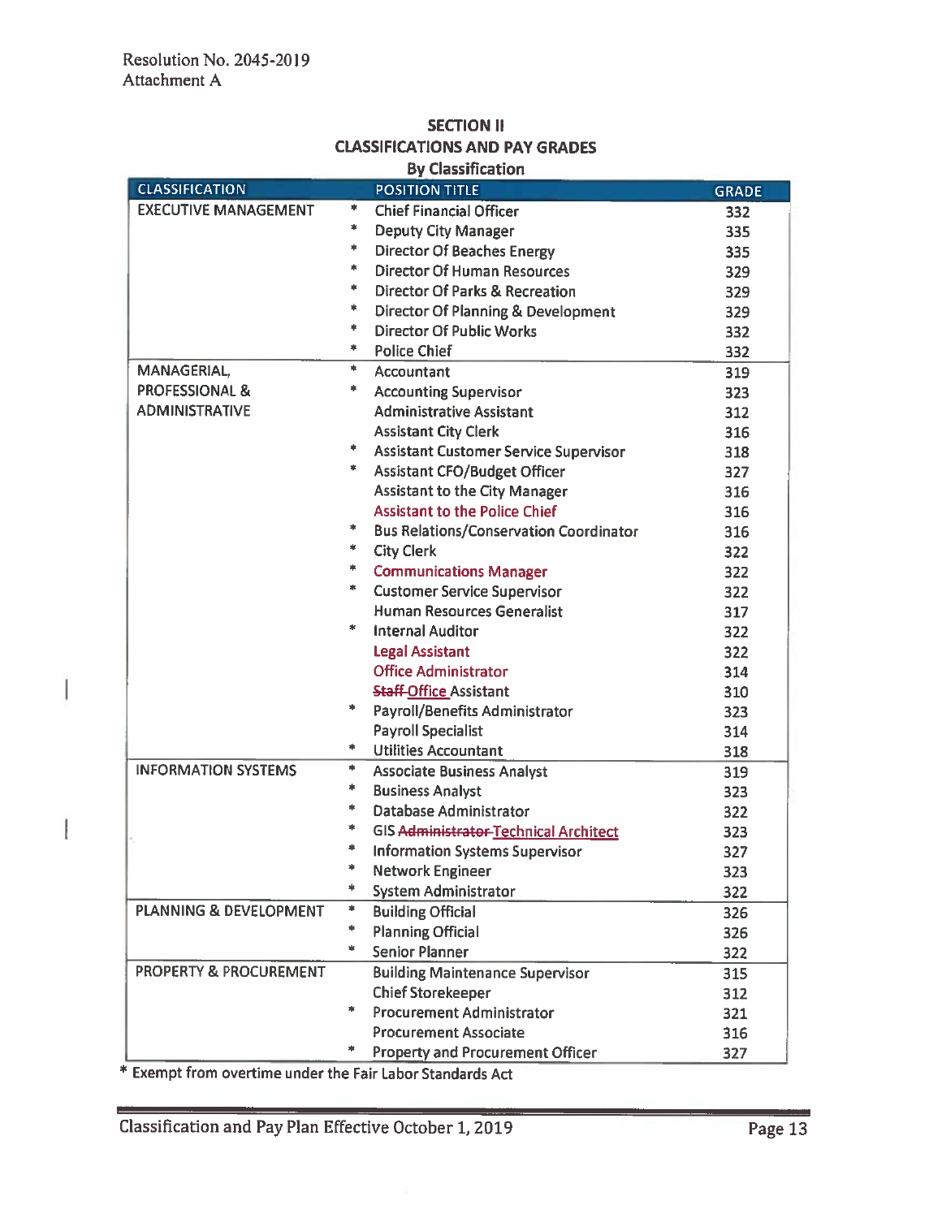Resolution No. 2045-2019
Attachment A

## SECTION II
## CLASSIFICATIONS AND PAY GRADES
### By Classification

| CLASSIFICATION | | POSITION TITLE | GRADE |
|---|---|---|---|
| EXECUTIVE MANAGEMENT | * | Chief Financial Officer | 332 |
| | * | Deputy City Manager | 335 |
| | * | Director Of Beaches Energy | 335 |
| | * | Director Of Human Resources | 329 |
| | * | Director Of Parks & Recreation | 329 |
| | * | Director Of Planning & Development | 329 |
| | * | Director Of Public Works | 332 |
| | * | Police Chief | 332 |
| MANAGERIAL, PROFESSIONAL & ADMINISTRATIVE | * | Accountant | 319 |
| | * | Accounting Supervisor | 323 |
| | | Administrative Assistant | 312 |
| | | Assistant City Clerk | 316 |
| | * | Assistant Customer Service Supervisor | 318 |
| | * | Assistant CFO/Budget Officer | 327 |
| | | Assistant to the City Manager | 316 |
| | | Assistant to the Police Chief | 316 |
| | * | Bus Relations/Conservation Coordinator | 316 |
| | * | City Clerk | 322 |
| | * | Communications Manager | 322 |
| | * | Customer Service Supervisor | 322 |
| | | Human Resources Generalist | 317 |
| | * | Internal Auditor | 322 |
| | | Legal Assistant | 322 |
| | | Office Administrator | 314 |
| | | ~~Staff~~ Office Assistant | 310 |
| | * | Payroll/Benefits Administrator | 323 |
| | | Payroll Specialist | 314 |
| | * | Utilities Accountant | 318 |
| INFORMATION SYSTEMS | * | Associate Business Analyst | 319 |
| | * | Business Analyst | 323 |
| | * | Database Administrator | 322 |
| | * | GIS ~~Administrator~~ Technical Architect | 323 |
| | * | Information Systems Supervisor | 327 |
| | * | Network Engineer | 323 |
| | * | System Administrator | 322 |
| PLANNING & DEVELOPMENT | * | Building Official | 326 |
| | * | Planning Official | 326 |
| | * | Senior Planner | 322 |
| PROPERTY & PROCUREMENT | | Building Maintenance Supervisor | 315 |
| | | Chief Storekeeper | 312 |
| | * | Procurement Administrator | 321 |
| | | Procurement Associate | 316 |
| | * | Property and Procurement Officer | 327 |

* Exempt from overtime under the Fair Labor Standards Act

Classification and Pay Plan Effective October 1, 2019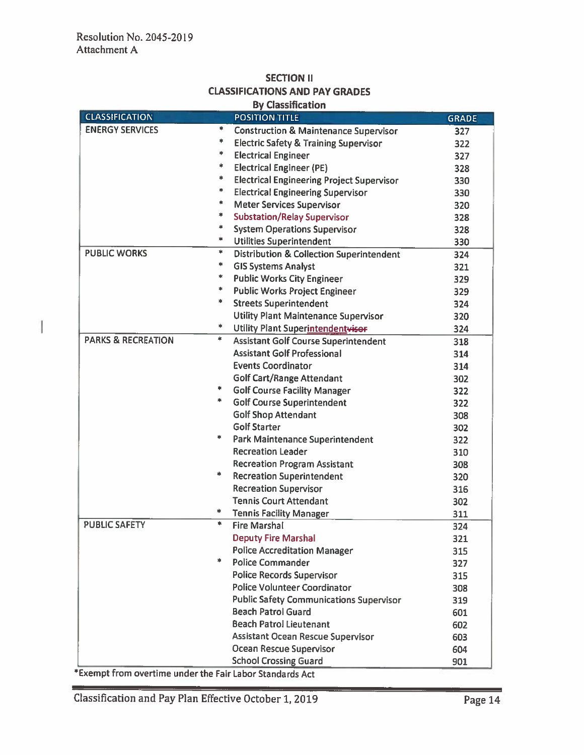Resolution No. 2045-2019
Attachment A

## SECTION II
## CLASSIFICATIONS AND PAY GRADES
### By Classification

| CLASSIFICATION | | POSITION TITLE | GRADE |
|---|---|---|---|
| ENERGY SERVICES | * | Construction & Maintenance Supervisor | 327 |
| | * | Electric Safety & Training Supervisor | 322 |
| | * | Electrical Engineer | 327 |
| | * | Electrical Engineer (PE) | 328 |
| | * | Electrical Engineering Project Supervisor | 330 |
| | * | Electrical Engineering Supervisor | 330 |
| | * | Meter Services Supervisor | 320 |
| | * | Substation/Relay Supervisor | 328 |
| | * | System Operations Supervisor | 328 |
| | * | Utilities Superintendent | 330 |
| PUBLIC WORKS | * | Distribution & Collection Superintendent | 324 |
| | * | GIS Systems Analyst | 321 |
| | * | Public Works City Engineer | 329 |
| | * | Public Works Project Engineer | 329 |
| | * | Streets Superintendent | 324 |
| | | Utility Plant Maintenance Supervisor | 320 |
| | * | Utility Plant Superintendent~~visor~~ | 324 |
| PARKS & RECREATION | * | Assistant Golf Course Superintendent | 318 |
| | | Assistant Golf Professional | 314 |
| | | Events Coordinator | 314 |
| | | Golf Cart/Range Attendant | 302 |
| | * | Golf Course Facility Manager | 322 |
| | * | Golf Course Superintendent | 322 |
| | | Golf Shop Attendant | 308 |
| | | Golf Starter | 302 |
| | * | Park Maintenance Superintendent | 322 |
| | | Recreation Leader | 310 |
| | | Recreation Program Assistant | 308 |
| | * | Recreation Superintendent | 320 |
| | | Recreation Supervisor | 316 |
| | | Tennis Court Attendant | 302 |
| | * | Tennis Facility Manager | 311 |
| PUBLIC SAFETY | * | Fire Marshal | 324 |
| | | Deputy Fire Marshal | 321 |
| | | Police Accreditation Manager | 315 |
| | * | Police Commander | 327 |
| | | Police Records Supervisor | 315 |
| | | Police Volunteer Coordinator | 308 |
| | | Public Safety Communications Supervisor | 319 |
| | | Beach Patrol Guard | 601 |
| | | Beach Patrol Lieutenant | 602 |
| | | Assistant Ocean Rescue Supervisor | 603 |
| | | Ocean Rescue Supervisor | 604 |
| | | School Crossing Guard | 901 |

*Exempt from overtime under the Fair Labor Standards Act

Classification and Pay Plan Effective October 1, 2019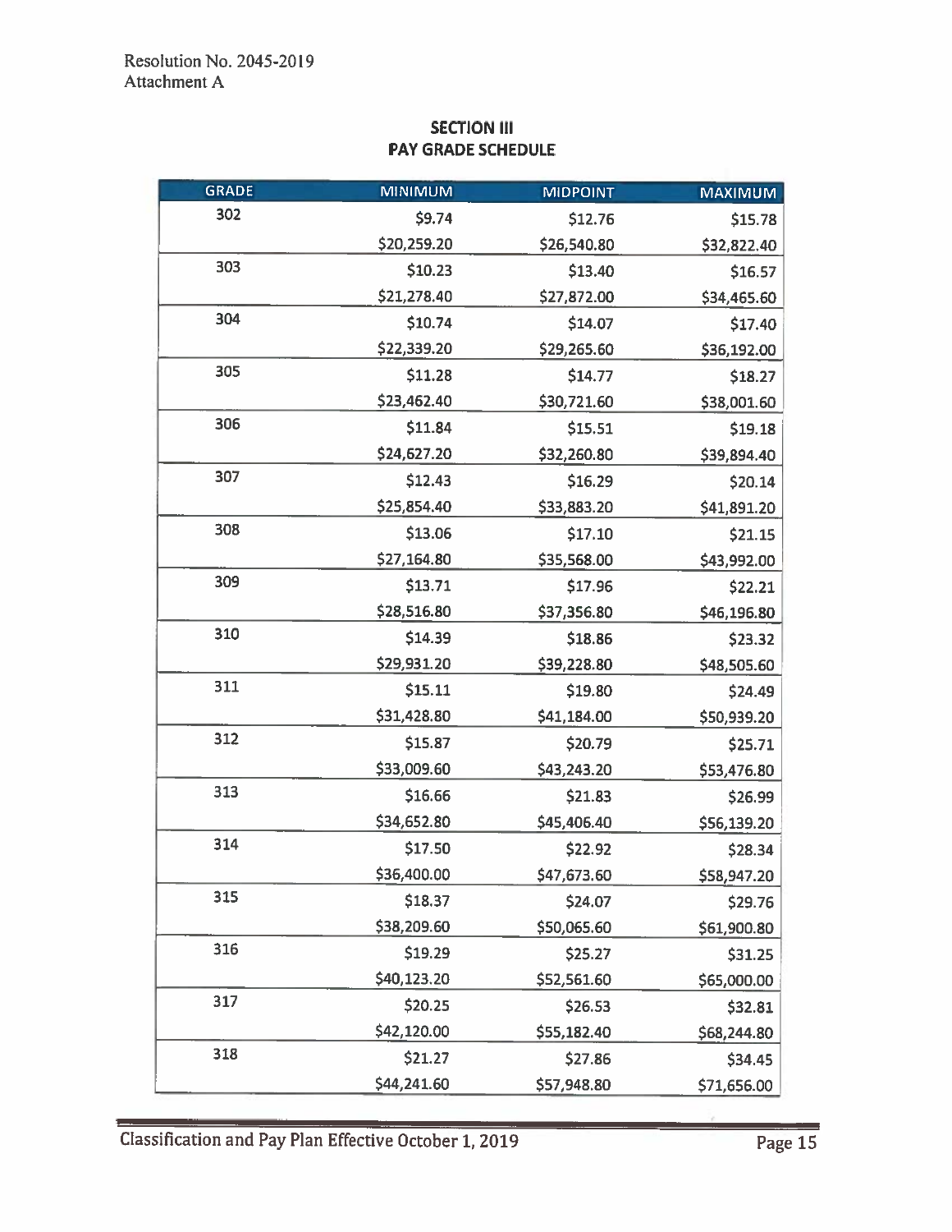Resolution No. 2045-2019
Attachment A

## SECTION III
## PAY GRADE SCHEDULE

| GRADE | MINIMUM | MIDPOINT | MAXIMUM |
|---|---|---|---|
| 302 | $9.74 | $12.76 | $15.78 |
| | $20,259.20 | $26,540.80 | $32,822.40 |
| 303 | $10.23 | $13.40 | $16.57 |
| | $21,278.40 | $27,872.00 | $34,465.60 |
| 304 | $10.74 | $14.07 | $17.40 |
| | $22,339.20 | $29,265.60 | $36,192.00 |
| 305 | $11.28 | $14.77 | $18.27 |
| | $23,462.40 | $30,721.60 | $38,001.60 |
| 306 | $11.84 | $15.51 | $19.18 |
| | $24,627.20 | $32,260.80 | $39,894.40 |
| 307 | $12.43 | $16.29 | $20.14 |
| | $25,854.40 | $33,883.20 | $41,891.20 |
| 308 | $13.06 | $17.10 | $21.15 |
| | $27,164.80 | $35,568.00 | $43,992.00 |
| 309 | $13.71 | $17.96 | $22.21 |
| | $28,516.80 | $37,356.80 | $46,196.80 |
| 310 | $14.39 | $18.86 | $23.32 |
| | $29,931.20 | $39,228.80 | $48,505.60 |
| 311 | $15.11 | $19.80 | $24.49 |
| | $31,428.80 | $41,184.00 | $50,939.20 |
| 312 | $15.87 | $20.79 | $25.71 |
| | $33,009.60 | $43,243.20 | $53,476.80 |
| 313 | $16.66 | $21.83 | $26.99 |
| | $34,652.80 | $45,406.40 | $56,139.20 |
| 314 | $17.50 | $22.92 | $28.34 |
| | $36,400.00 | $47,673.60 | $58,947.20 |
| 315 | $18.37 | $24.07 | $29.76 |
| | $38,209.60 | $50,065.60 | $61,900.80 |
| 316 | $19.29 | $25.27 | $31.25 |
| | $40,123.20 | $52,561.60 | $65,000.00 |
| 317 | $20.25 | $26.53 | $32.81 |
| | $42,120.00 | $55,182.40 | $68,244.80 |
| 318 | $21.27 | $27.86 | $34.45 |
| | $44,241.60 | $57,948.80 | $71,656.00 |

Classification and Pay Plan Effective October 1, 2019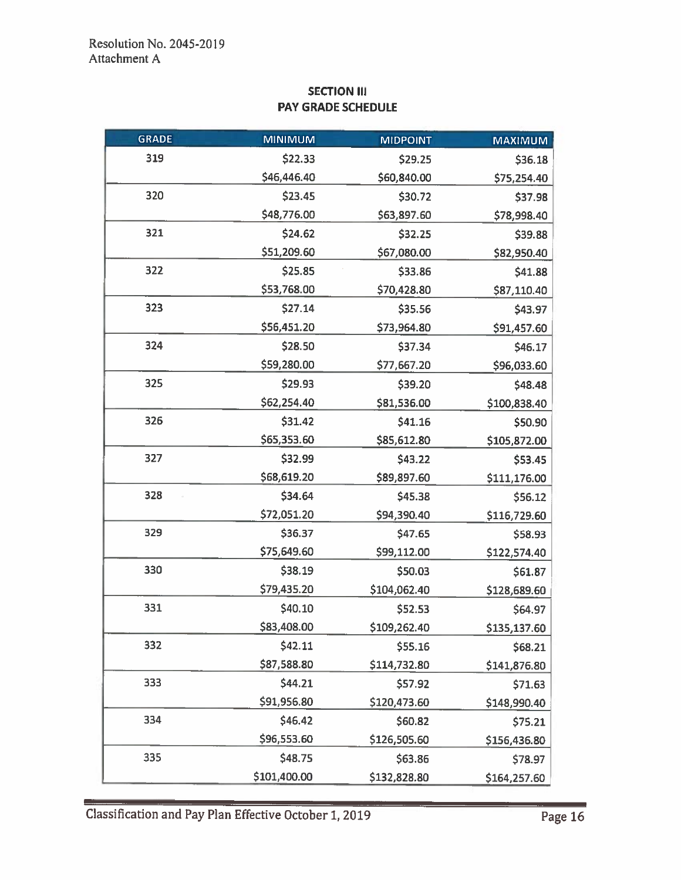Resolution No. 2045-2019
Attachment A

## SECTION III
## PAY GRADE SCHEDULE

| GRADE | MINIMUM | MIDPOINT | MAXIMUM |
|---|---|---|---|
| 319 | $22.33 | $29.25 | $36.18 |
| | $46,446.40 | $60,840.00 | $75,254.40 |
| 320 | $23.45 | $30.72 | $37.98 |
| | $48,776.00 | $63,897.60 | $78,998.40 |
| 321 | $24.62 | $32.25 | $39.88 |
| | $51,209.60 | $67,080.00 | $82,950.40 |
| 322 | $25.85 | $33.86 | $41.88 |
| | $53,768.00 | $70,428.80 | $87,110.40 |
| 323 | $27.14 | $35.56 | $43.97 |
| | $56,451.20 | $73,964.80 | $91,457.60 |
| 324 | $28.50 | $37.34 | $46.17 |
| | $59,280.00 | $77,667.20 | $96,033.60 |
| 325 | $29.93 | $39.20 | $48.48 |
| | $62,254.40 | $81,536.00 | $100,838.40 |
| 326 | $31.42 | $41.16 | $50.90 |
| | $65,353.60 | $85,612.80 | $105,872.00 |
| 327 | $32.99 | $43.22 | $53.45 |
| | $68,619.20 | $89,897.60 | $111,176.00 |
| 328 | $34.64 | $45.38 | $56.12 |
| | $72,051.20 | $94,390.40 | $116,729.60 |
| 329 | $36.37 | $47.65 | $58.93 |
| | $75,649.60 | $99,112.00 | $122,574.40 |
| 330 | $38.19 | $50.03 | $61.87 |
| | $79,435.20 | $104,062.40 | $128,689.60 |
| 331 | $40.10 | $52.53 | $64.97 |
| | $83,408.00 | $109,262.40 | $135,137.60 |
| 332 | $42.11 | $55.16 | $68.21 |
| | $87,588.80 | $114,732.80 | $141,876.80 |
| 333 | $44.21 | $57.92 | $71.63 |
| | $91,956.80 | $120,473.60 | $148,990.40 |
| 334 | $46.42 | $60.82 | $75.21 |
| | $96,553.60 | $126,505.60 | $156,436.80 |
| 335 | $48.75 | $63.86 | $78.97 |
| | $101,400.00 | $132,828.80 | $164,257.60 |

Classification and Pay Plan Effective October 1, 2019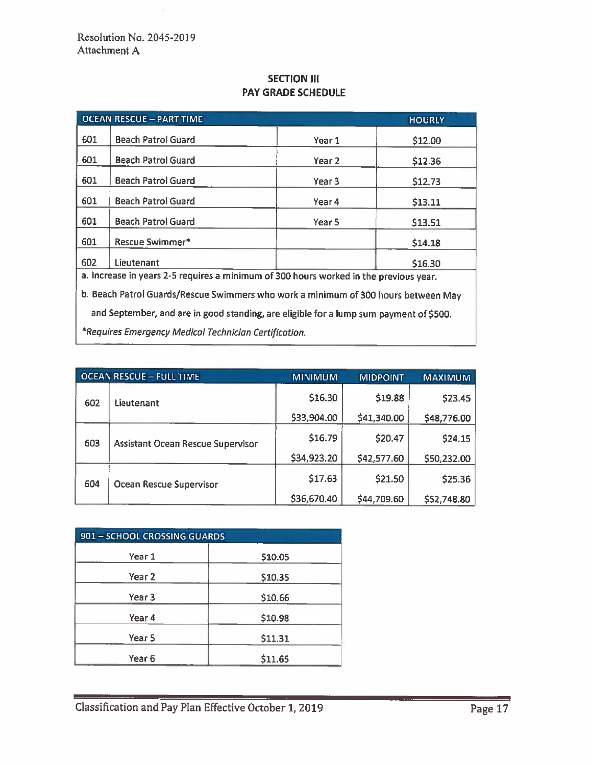Resolution No. 2045-2019
Attachment A

## SECTION III
## PAY GRADE SCHEDULE

| OCEAN RESCUE – PART TIME | | | HOURLY |
|---|---|---|---|
| 601 | Beach Patrol Guard | Year 1 | $12.00 |
| 601 | Beach Patrol Guard | Year 2 | $12.36 |
| 601 | Beach Patrol Guard | Year 3 | $12.73 |
| 601 | Beach Patrol Guard | Year 4 | $13.11 |
| 601 | Beach Patrol Guard | Year 5 | $13.51 |
| 601 | Rescue Swimmer* | | $14.18 |
| 602 | Lieutenant | | $16.30 |

a. Increase in years 2-5 requires a minimum of 300 hours worked in the previous year.

b. Beach Patrol Guards/Rescue Swimmers who work a minimum of 300 hours between May and September, and are in good standing, are eligible for a lump sum payment of $500.

*Requires Emergency Medical Technician Certification.*

| OCEAN RESCUE – FULL TIME | | MINIMUM | MIDPOINT | MAXIMUM |
|---|---|---|---|---|
| 602 | Lieutenant | $16.30 | $19.88 | $23.45 |
| | | $33,904.00 | $41,340.00 | $48,776.00 |
| 603 | Assistant Ocean Rescue Supervisor | $16.79 | $20.47 | $24.15 |
| | | $34,923.20 | $42,577.60 | $50,232.00 |
| 604 | Ocean Rescue Supervisor | $17.63 | $21.50 | $25.36 |
| | | $36,670.40 | $44,709.60 | $52,748.80 |

| 901 – SCHOOL CROSSING GUARDS | |
|---|---|
| Year 1 | $10.05 |
| Year 2 | $10.35 |
| Year 3 | $10.66 |
| Year 4 | $10.98 |
| Year 5 | $11.31 |
| Year 6 | $11.65 |

Classification and Pay Plan Effective October 1, 2019